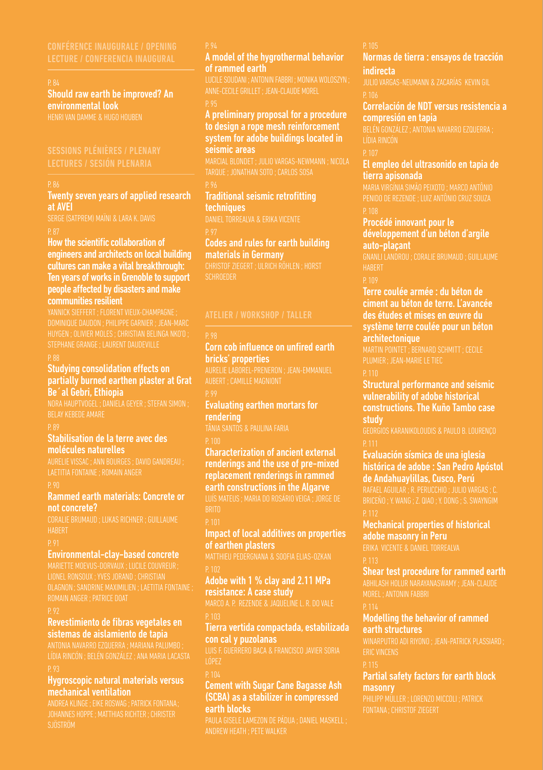## CONFÉRENCE INAUGURALE / OPENING LECTURE / CONFERENCIA INAUGURAL

P. 84

**Should raw earth be improved? An environmental look**

HENRI VAN DAMME & HUGO HOUBEN

## SESSIONS PLÉNIÈRES / PLENARY LECTURES / SESIÓN PLENARIA

P. 86

**Twenty seven years of applied research at AVEI**

SERGE (SATPREM) MAÏNI & LARA K. DAVIS

P. 87

**How the scientific collaboration of engineers and architects on local building cultures can make a vital breakthrough: Ten years of works in Grenoble to support people affected by disasters and make communities resilient**

YANNICK SIEFFERT ; FLORENT VIEUX-CHAMPAGNE ; DOMINIQUE DAUDON ; PHILIPPE GARNIER ; JEAN-MARC HUYGEN ; OLIVIER MOLES ; CHRISTIAN BELINGA NKO'O ; STEPHANE GRANGE ; LAURENT DAUDEVILLE

P. 88

**Studying consolidation effects on partially burned earthen plaster at Grat Be´al Gebri, Ethiopia**

NORA HAUPTVOGEL ; DANIELA GEYER ; STEFAN SIMON ; BELAY KEBEDE AMARE

P. 89

**Stabilisation de la terre avec des molécules naturelles**

AURELIE VISSAC ; ANN BOURGES ; DAVID GANDREAU ; LAETITIA FONTAINE ; ROMAIN ANGER

P. 90

**Rammed earth materials: Concrete or not concrete?**

CORALIE BRUMAUD ; LUKAS RICHNER ; GUILLAUME HABERT

P. 91

**Environmental-clay-based concrete**

MARIETTE MOEVUS-DORVAUX ; LUCILE COUVREUR ; LIONEL RONSOUX ; YVES JORAND ; CHRISTIAN OLAGNON ; SANDRINE MAXIMILIEN ; LAETITIA FONTAINE ; ROMAIN ANGER ; PATRICE DOAT

P. 92

**Revestimiento de fibras vegetales en sistemas de aislamiento de tapia**

ANTONIA NAVARRO EZQUERRA ; MARIANA PALUMBO ; LÍDIA RINCÓN ; BELÉN GONZÁLEZ ; ANA MARIA LACASTA

P. 93

**Hygroscopic natural materials versus mechanical ventilation**

ANDREA KLINGE ; EIKE ROSWAG ; PATRICK FONTANA ; JOHANNES HOPPE ; MATTHIAS RICHTER ; CHRISTER SJÖSTRÖM

P. 94

**A model of the hygrothermal behavior of rammed earth**

LUCILE SOUDANI ; ANTONIN FABBRI ; MONIKA WOLOSZYN ; ANNE-CECILE GRILLET ; JEAN-CLAUDE MOREL

P. 95

**A preliminary proposal for a procedure to design a rope mesh reinforcement system for adobe buildings located in seismic areas**

MARCIAL BLONDET ; JULIO VARGAS-NEWMANN ; NICOLA TARQUE ; JONATHAN SOTO ; CARLOS SOSA

P. 96

**Traditional seismic retrofitting techniques**

DANIEL TORREALVA & ERIKA VICENTE

P. 97

**Codes and rules for earth building materials in Germany**

CHRISTOF ZIEGERT ; ULRICH RÖHLEN ; HORST SCHROEDER

## ATELIER / WORKSHOP / TALLER

P. 98

**Corn cob influence on unfired earth bricks' properties**

AURELIE LABOREL-PRENERON ; JEAN-EMMANUEL AUBERT ; CAMILLE MAGNIONT

P. 99

**Evaluating earthen mortars for rendering**

TÂNIA SANTOS & PAULINA FARIA

P. 100

**Characterization of ancient external renderings and the use of pre-mixed replacement renderings in rammed earth constructions in the Algarve**

LUÍS MATEUS ; MARIA DO ROSÁRIO VEIGA ; JORGE DE BRITO

P. 101

**Impact of local additives on properties of earthen plasters**

MATTHIEU PEDERGNANA & SOOFIA ELIAS-OZKAN

P. 102

**Adobe with 1 % clay and 2.11 MPa resistance: A case study**

MARCO A. P. REZENDE & JAQUELINE L. R. DO VALE

P. 103

**Tierra vertida compactada, estabilizada con cal y puzolanas**

LUIS F. GUERRERO BACA & FRANCISCO JAVIER SORIA LÓPEZ

P. 104

**Cement with Sugar Cane Bagasse Ash (SCBA) as a stabilizer in compressed earth blocks**

PAULA GISELE LAMEZON DE PÁDUA ; DANIEL MASKELL ; ANDREW HEATH ; PETE WALKER

P. 105

**Normas de tierra : ensayos de tracción indirecta**

JULIO VARGAS-NEUMANN & ZACARÍAS KEVIN GIL

P. 106

**Correlación de NDT versus resistencia a compresión en tapia**

BELÉN GONZÁLEZ ; ANTONIA NAVARRO EZQUERRA ; LÍDIA RINCÓN

P. 107

**El empleo del ultrasonido en tapia de tierra apisonada**

MARIA VIRGÍNIA SIMÃO PEIXOTO ; MARCO ANTÔNIO PENIDO DE REZENDE ; LUIZ ANTÔNIO CRUZ SOUZA

P. 108

**Procédé innovant pour le développement d'un béton d'argile auto-plaçant**

GNANLI LANDROU ; CORALIE BRUMAUD ; GUILLAUME HABERT

P. 109

**Terre coulée armée : du béton de ciment au béton de terre. L'avancée des études et mises en œuvre du système terre coulée pour un béton architectonique**

MARTIN POINTET ; BERNARD SCHMITT ; CECILE PLUMIER ; JEAN-MARIE LE TIEC

P. 110

**Structural performance and seismic vulnerability of adobe historical constructions. The Kuño Tambo case study**

GEORGIOS KARANIKOLOUDIS & PAULO B. LOURENÇO

P. 111

**Evaluación sísmica de una iglesia histórica de adobe : San Pedro Apóstol de Andahuaylillas, Cusco, Perú**

RAFAEL AGUILAR ; R. PERUCCHIO ; JULIO VARGAS ; C. BRICEÑO ; Y. WANG ; Z. QIAO ; Y. DONG ; S. SWAYNGIM

P. 112

**Mechanical properties of historical adobe masonry in Peru**

ERIKA VICENTE & DANIEL TORREALVA

P. 113

**Shear test procedure for rammed earth**

ABHILASH HOLUR NARAYANASWAMY ; JEAN-CLAUDE MOREL ; ANTONIN FABBRI

P. 114

**Modelling the behavior of rammed earth structures**

WINARPUTRO ADI RIYONO ; JEAN-PATRICK PLASSIARD ; ERIC VINCENS

P. 115

**Partial safety factors for earth block masonry**

PHILIPP MÜLLER ; LORENZO MICCOLI ; PATRICK FONTANA ; CHRISTOF ZIEGERT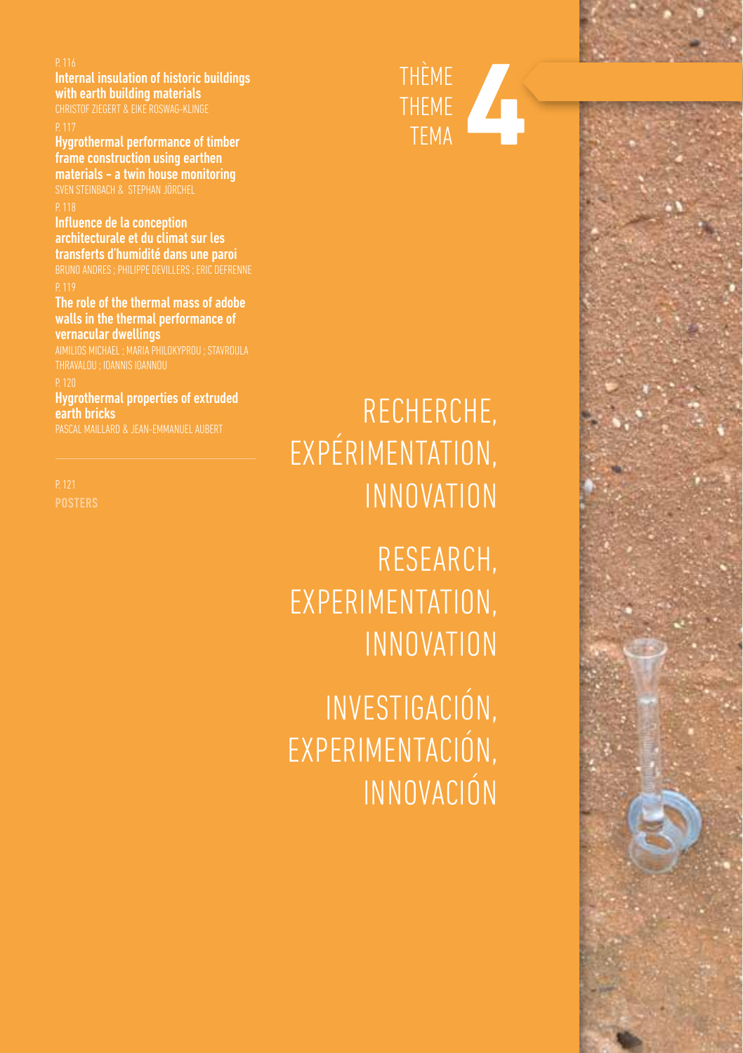# THÈME THEME TEMA 4

# RECHERCHE, EXPÉRIMENTATION, INNOVATION

# RESEARCH, EXPERIMENTATION, INNOVATION

# INVESTIGACIÓN, EXPERIMENTACIÓN, INNOVACIÓN

P. 116
**Internal insulation of historic buildings with earth building materials**
CHRISTOF ZIEGERT & EIKE ROSWAG-KLINGE

P. 117
**Hygrothermal performance of timber frame construction using earthen materials - a twin house monitoring**
SVEN STEINBACH & STEPHAN JÖRCHEL

P. 118
**Influence de la conception architecturale et du climat sur les transferts d'humidité dans une paroi**
BRUNO ANDRES ; PHILIPPE DEVILLERS ; ERIC DEFRENNE

P. 119
**The role of the thermal mass of adobe walls in the thermal performance of vernacular dwellings**
AIMILIOS MICHAEL ; MARIA PHILOKYPROU ; STAVROULA THRAVALOU ; IOANNIS IOANNOU

P. 120
**Hygrothermal properties of extruded earth bricks**
PASCAL MAILLARD & JEAN-EMMANUEL AUBERT

P. 121
**POSTERS**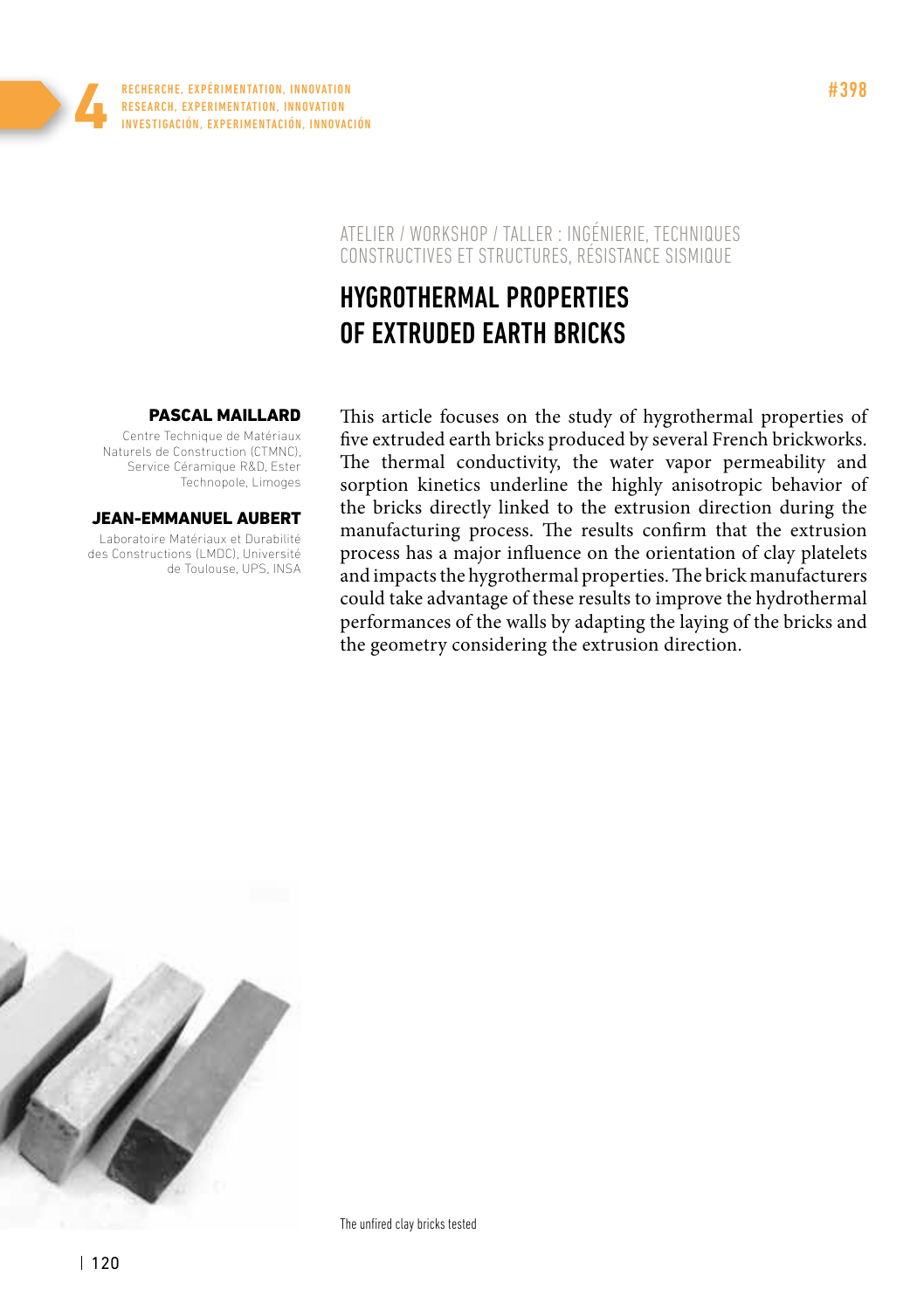ATELIER / WORKSHOP / TALLER : INGÉNIERIE, TECHNIQUES CONSTRUCTIVES ET STRUCTURES, RÉSISTANCE SISMIQUE

# HYGROTHERMAL PROPERTIES OF EXTRUDED EARTH BRICKS

**PASCAL MAILLARD**

Centre Technique de Matériaux Naturels de Construction (CTMNC), Service Céramique R&D, Ester Technopole, Limoges

**JEAN-EMMANUEL AUBERT**

Laboratoire Matériaux et Durabilité des Constructions (LMDC), Université de Toulouse, UPS, INSA

This article focuses on the study of hygrothermal properties of five extruded earth bricks produced by several French brickworks. The thermal conductivity, the water vapor permeability and sorption kinetics underline the highly anisotropic behavior of the bricks directly linked to the extrusion direction during the manufacturing process. The results confirm that the extrusion process has a major influence on the orientation of clay platelets and impacts the hygrothermal properties. The brick manufacturers could take advantage of these results to improve the hydrothermal performances of the walls by adapting the laying of the bricks and the geometry considering the extrusion direction.

The unfired clay bricks tested